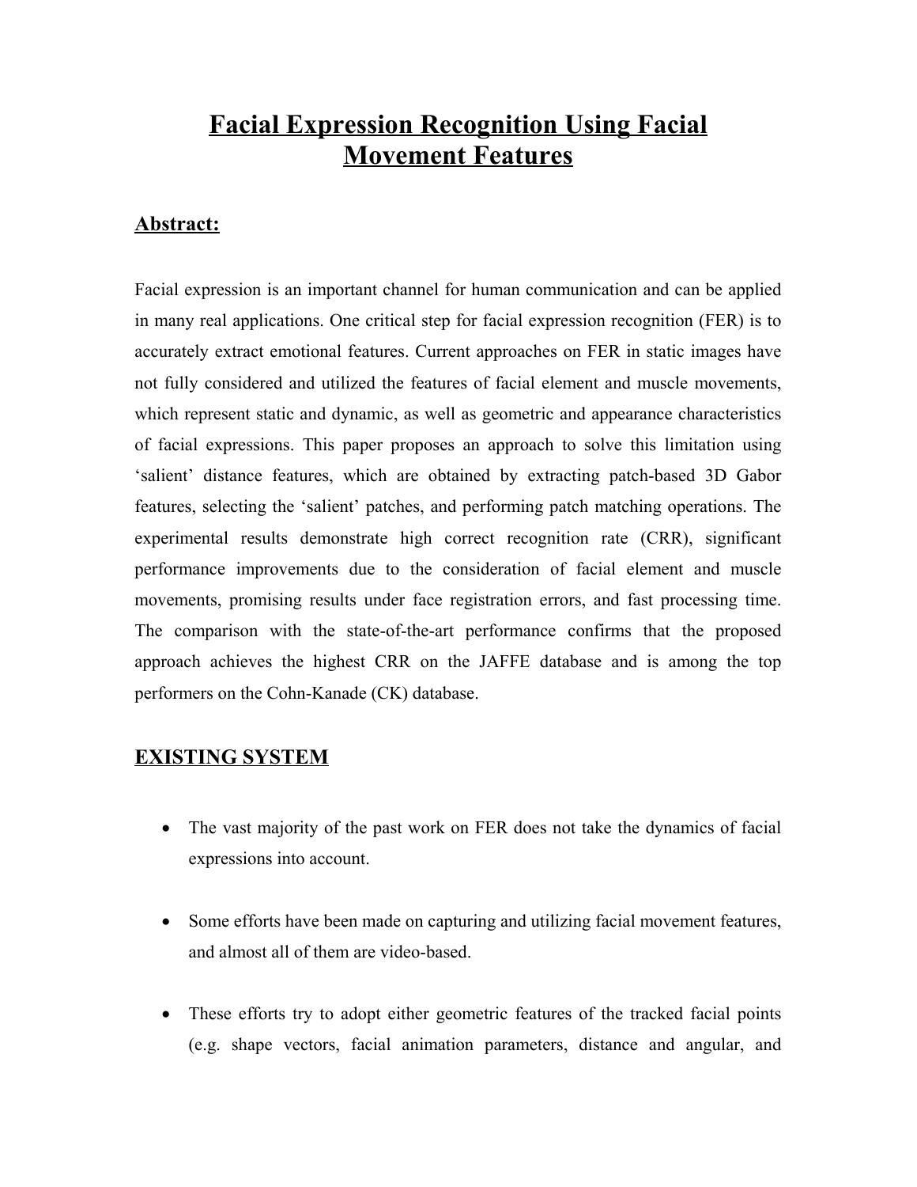# Facial Expression Recognition Using Facial Movement Features

## Abstract:

Facial expression is an important channel for human communication and can be applied in many real applications. One critical step for facial expression recognition (FER) is to accurately extract emotional features. Current approaches on FER in static images have not fully considered and utilized the features of facial element and muscle movements, which represent static and dynamic, as well as geometric and appearance characteristics of facial expressions. This paper proposes an approach to solve this limitation using 'salient' distance features, which are obtained by extracting patch-based 3D Gabor features, selecting the 'salient' patches, and performing patch matching operations. The experimental results demonstrate high correct recognition rate (CRR), significant performance improvements due to the consideration of facial element and muscle movements, promising results under face registration errors, and fast processing time. The comparison with the state-of-the-art performance confirms that the proposed approach achieves the highest CRR on the JAFFE database and is among the top performers on the Cohn-Kanade (CK) database.

## EXISTING SYSTEM

- The vast majority of the past work on FER does not take the dynamics of facial expressions into account.
- Some efforts have been made on capturing and utilizing facial movement features, and almost all of them are video-based.
- These efforts try to adopt either geometric features of the tracked facial points (e.g. shape vectors, facial animation parameters, distance and angular, and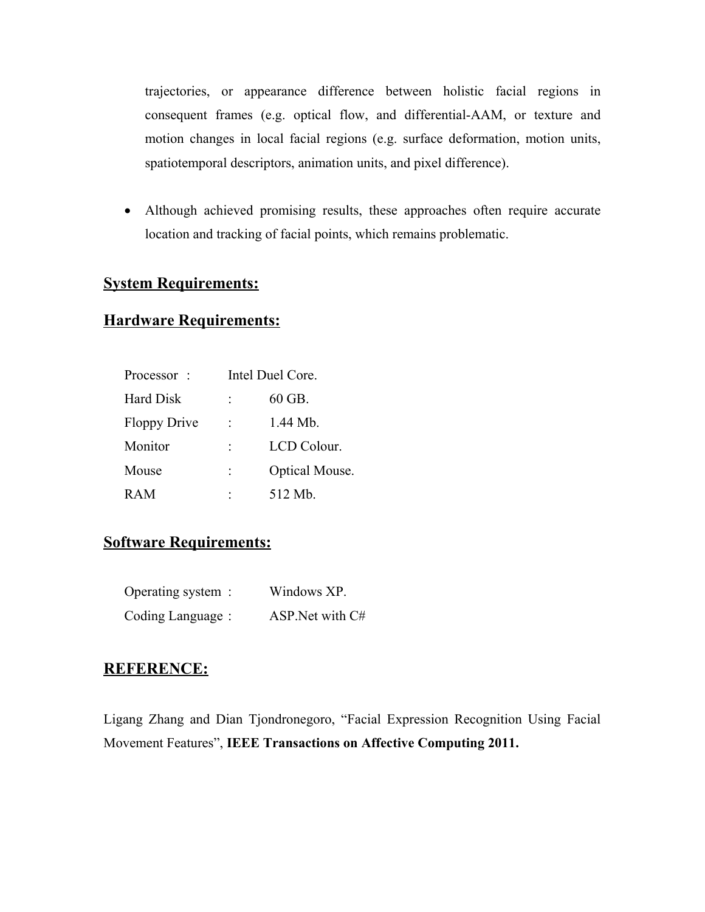trajectories, or appearance difference between holistic facial regions in consequent frames (e.g. optical flow, and differential-AAM, or texture and motion changes in local facial regions (e.g. surface deformation, motion units, spatiotemporal descriptors, animation units, and pixel difference).

- Although achieved promising results, these approaches often require accurate location and tracking of facial points, which remains problematic.

## System Requirements:

## Hardware Requirements:

| | | |
|---|---|---|
| Processor | : | Intel Duel Core. |
| Hard Disk | : | 60 GB. |
| Floppy Drive | : | 1.44 Mb. |
| Monitor | : | LCD Colour. |
| Mouse | : | Optical Mouse. |
| RAM | : | 512 Mb. |

## Software Requirements:

| | | |
|---|---|---|
| Operating system | : | Windows XP. |
| Coding Language | : | ASP.Net with C# |

## REFERENCE:

Ligang Zhang and Dian Tjondronegoro, “Facial Expression Recognition Using Facial Movement Features”, **IEEE Transactions on Affective Computing 2011.**